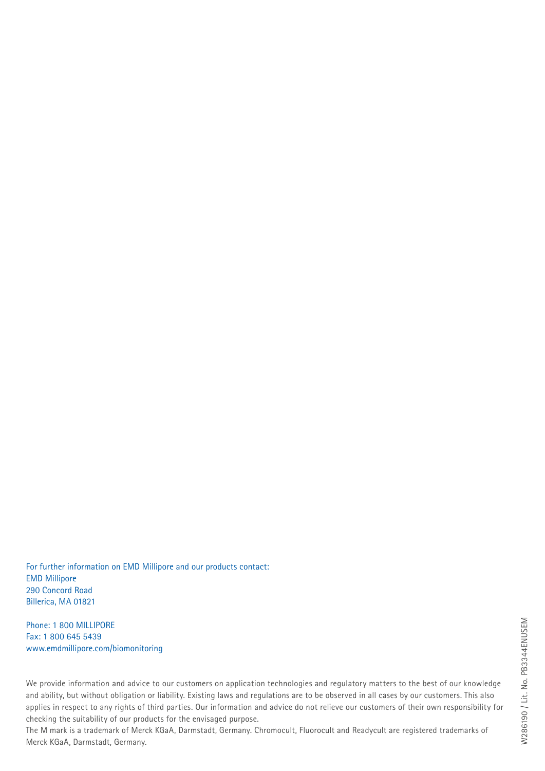For further information on EMD Millipore and our products contact:
EMD Millipore
290 Concord Road
Billerica, MA 01821

Phone: 1 800 MILLIPORE
Fax: 1 800 645 5439
www.emdmillipore.com/biomonitoring

We provide information and advice to our customers on application technologies and regulatory matters to the best of our knowledge and ability, but without obligation or liability. Existing laws and regulations are to be observed in all cases by our customers. This also applies in respect to any rights of third parties. Our information and advice do not relieve our customers of their own responsibility for checking the suitability of our products for the envisaged purpose.
The M mark is a trademark of Merck KGaA, Darmstadt, Germany. Chromocult, Fluorocult and Readycult are registered trademarks of Merck KGaA, Darmstadt, Germany.

W286190 / Lit. No. PB3344ENUSEM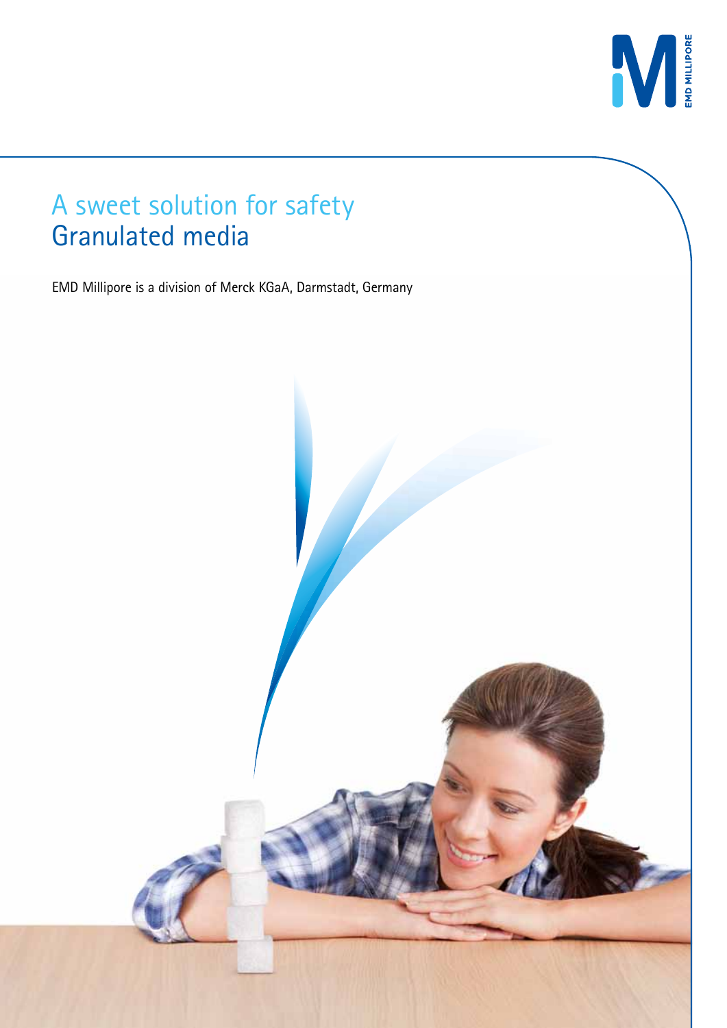# A sweet solution for safety
## Granulated media

EMD Millipore is a division of Merck KGaA, Darmstadt, Germany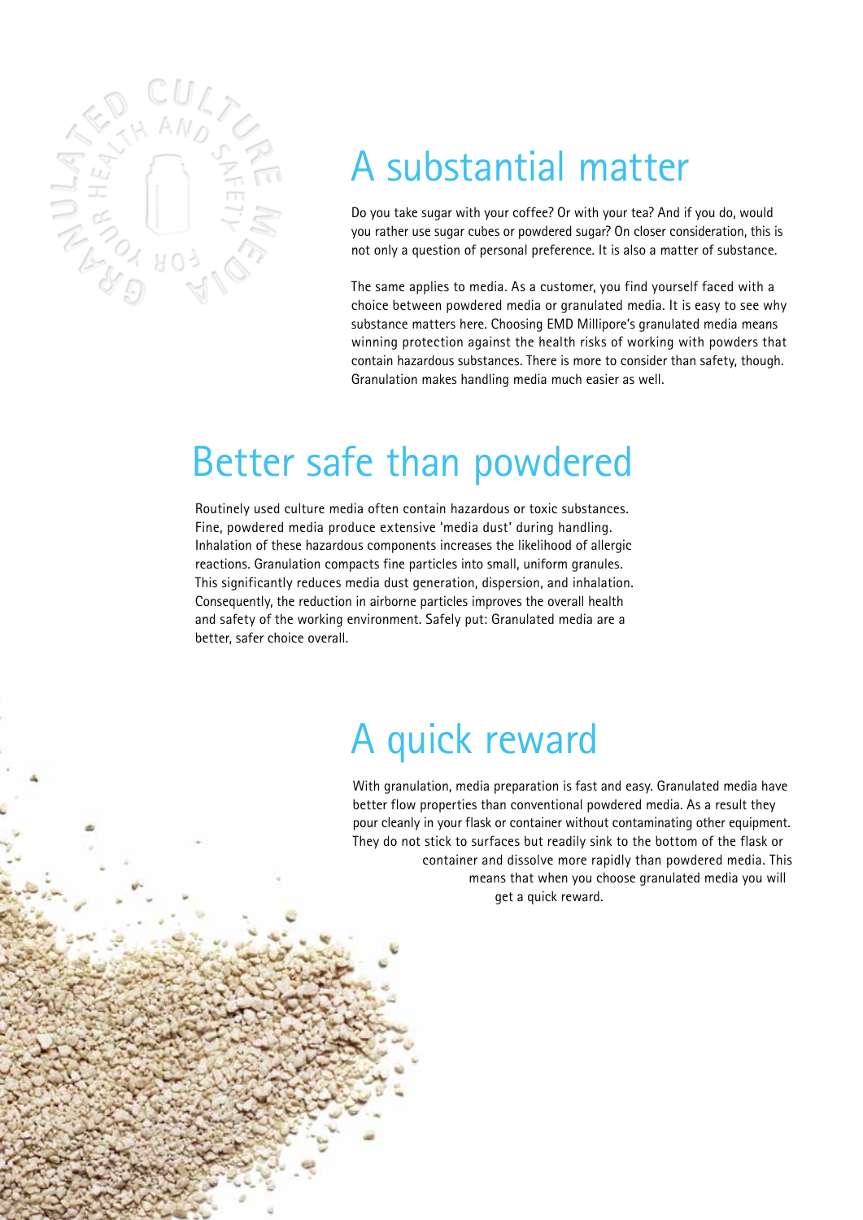## A substantial matter

Do you take sugar with your coffee? Or with your tea? And if you do, would you rather use sugar cubes or powdered sugar? On closer consideration, this is not only a question of personal preference. It is also a matter of substance.

The same applies to media. As a customer, you find yourself faced with a choice between powdered media or granulated media. It is easy to see why substance matters here. Choosing EMD Millipore's granulated media means winning protection against the health risks of working with powders that contain hazardous substances. There is more to consider than safety, though. Granulation makes handling media much easier as well.

## Better safe than powdered

Routinely used culture media often contain hazardous or toxic substances. Fine, powdered media produce extensive 'media dust' during handling. Inhalation of these hazardous components increases the likelihood of allergic reactions. Granulation compacts fine particles into small, uniform granules. This significantly reduces media dust generation, dispersion, and inhalation. Consequently, the reduction in airborne particles improves the overall health and safety of the working environment. Safely put: Granulated media are a better, safer choice overall.

## A quick reward

With granulation, media preparation is fast and easy. Granulated media have better flow properties than conventional powdered media. As a result they pour cleanly in your flask or container without contaminating other equipment. They do not stick to surfaces but readily sink to the bottom of the flask or container and dissolve more rapidly than powdered media. This means that when you choose granulated media you will get a quick reward.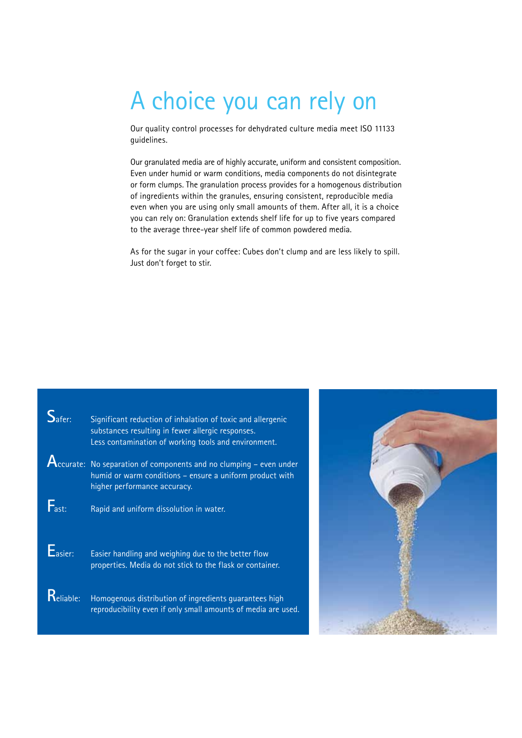# A choice you can rely on

Our quality control processes for dehydrated culture media meet ISO 11133 guidelines.

Our granulated media are of highly accurate, uniform and consistent composition. Even under humid or warm conditions, media components do not disintegrate or form clumps. The granulation process provides for a homogenous distribution of ingredients within the granules, ensuring consistent, reproducible media even when you are using only small amounts of them. After all, it is a choice you can rely on: Granulation extends shelf life for up to five years compared to the average three-year shelf life of common powdered media.

As for the sugar in your coffee: Cubes don't clump and are less likely to spill. Just don't forget to stir.

**Safer:** Significant reduction of inhalation of toxic and allergenic substances resulting in fewer allergic responses. Less contamination of working tools and environment.

**Accurate:** No separation of components and no clumping – even under humid or warm conditions – ensure a uniform product with higher performance accuracy.

**Fast:** Rapid and uniform dissolution in water.

**Easier:** Easier handling and weighing due to the better flow properties. Media do not stick to the flask or container.

**Reliable:** Homogenous distribution of ingredients guarantees high reproducibility even if only small amounts of media are used.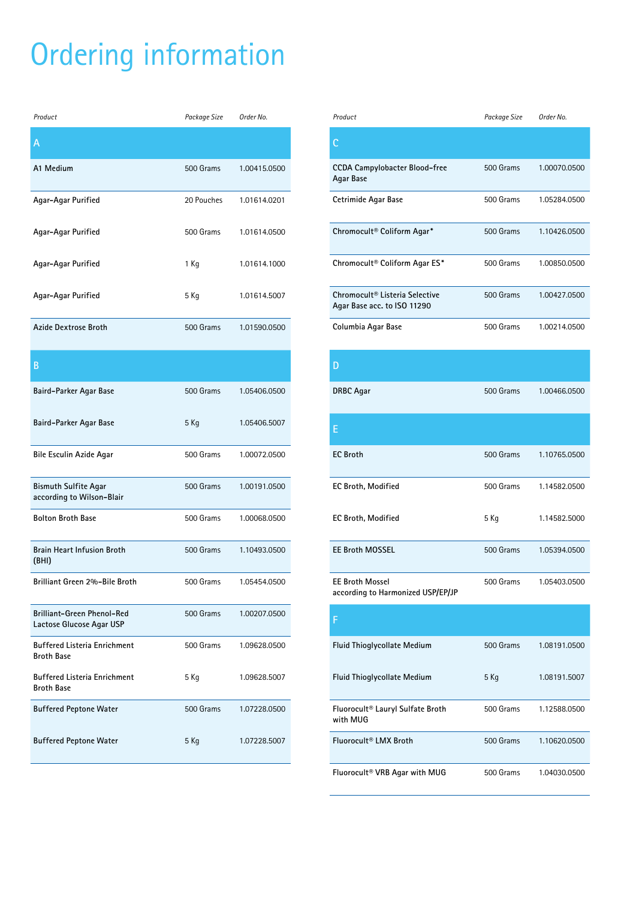# Ordering information

| Product | Package Size | Order No. |
|---|---|---|
| **A** | | |
| A1 Medium | 500 Grams | 1.00415.0500 |
| Agar-Agar Purified | 20 Pouches | 1.01614.0201 |
| Agar-Agar Purified | 500 Grams | 1.01614.0500 |
| Agar-Agar Purified | 1 Kg | 1.01614.1000 |
| Agar-Agar Purified | 5 Kg | 1.01614.5007 |
| Azide Dextrose Broth | 500 Grams | 1.01590.0500 |
| **B** | | |
| Baird-Parker Agar Base | 500 Grams | 1.05406.0500 |
| Baird-Parker Agar Base | 5 Kg | 1.05406.5007 |
| Bile Esculin Azide Agar | 500 Grams | 1.00072.0500 |
| Bismuth Sulfite Agar according to Wilson-Blair | 500 Grams | 1.00191.0500 |
| Bolton Broth Base | 500 Grams | 1.00068.0500 |
| Brain Heart Infusion Broth (BHI) | 500 Grams | 1.10493.0500 |
| Brilliant Green 2%-Bile Broth | 500 Grams | 1.05454.0500 |
| Brilliant-Green Phenol-Red Lactose Glucose Agar USP | 500 Grams | 1.00207.0500 |
| Buffered Listeria Enrichment Broth Base | 500 Grams | 1.09628.0500 |
| Buffered Listeria Enrichment Broth Base | 5 Kg | 1.09628.5007 |
| Buffered Peptone Water | 500 Grams | 1.07228.0500 |
| Buffered Peptone Water | 5 Kg | 1.07228.5007 |

| Product | Package Size | Order No. |
|---|---|---|
| **C** | | |
| CCDA Campylobacter Blood-free Agar Base | 500 Grams | 1.00070.0500 |
| Cetrimide Agar Base | 500 Grams | 1.05284.0500 |
| Chromocult® Coliform Agar* | 500 Grams | 1.10426.0500 |
| Chromocult® Coliform Agar ES* | 500 Grams | 1.00850.0500 |
| Chromocult® Listeria Selective Agar Base acc. to ISO 11290 | 500 Grams | 1.00427.0500 |
| Columbia Agar Base | 500 Grams | 1.00214.0500 |
| **D** | | |
| DRBC Agar | 500 Grams | 1.00466.0500 |
| **E** | | |
| EC Broth | 500 Grams | 1.10765.0500 |
| EC Broth, Modified | 500 Grams | 1.14582.0500 |
| EC Broth, Modified | 5 Kg | 1.14582.5000 |
| EE Broth MOSSEL | 500 Grams | 1.05394.0500 |
| EE Broth Mossel according to Harmonized USP/EP/JP | 500 Grams | 1.05403.0500 |
| **F** | | |
| Fluid Thioglycollate Medium | 500 Grams | 1.08191.0500 |
| Fluid Thioglycollate Medium | 5 Kg | 1.08191.5007 |
| Fluorocult® Lauryl Sulfate Broth with MUG | 500 Grams | 1.12588.0500 |
| Fluorocult® LMX Broth | 500 Grams | 1.10620.0500 |
| Fluorocult® VRB Agar with MUG | 500 Grams | 1.04030.0500 |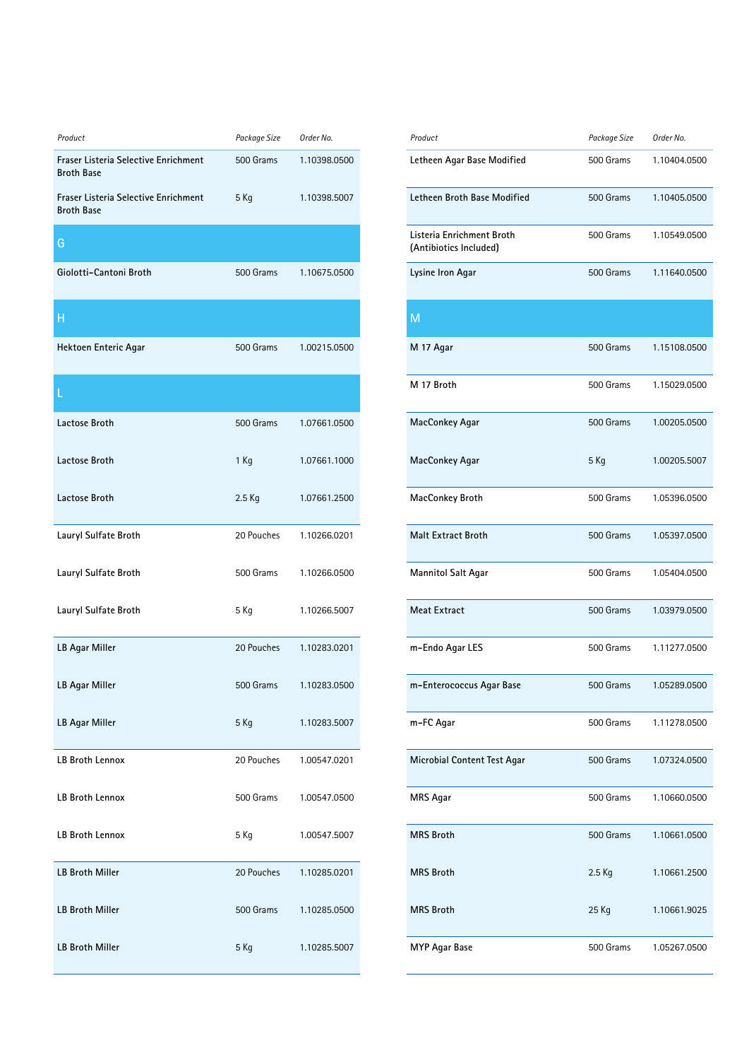| Product | Package Size | Order No. |
|---|---|---|
| Fraser Listeria Selective Enrichment Broth Base | 500 Grams | 1.10398.0500 |
| Fraser Listeria Selective Enrichment Broth Base | 5 Kg | 1.10398.5007 |

## G

| Product | Package Size | Order No. |
|---|---|---|
| Giolotti-Cantoni Broth | 500 Grams | 1.10675.0500 |

## H

| Product | Package Size | Order No. |
|---|---|---|
| Hektoen Enteric Agar | 500 Grams | 1.00215.0500 |

## L

| Product | Package Size | Order No. |
|---|---|---|
| Lactose Broth | 500 Grams | 1.07661.0500 |
| Lactose Broth | 1 Kg | 1.07661.1000 |
| Lactose Broth | 2.5 Kg | 1.07661.2500 |
| Lauryl Sulfate Broth | 20 Pouches | 1.10266.0201 |
| Lauryl Sulfate Broth | 500 Grams | 1.10266.0500 |
| Lauryl Sulfate Broth | 5 Kg | 1.10266.5007 |
| LB Agar Miller | 20 Pouches | 1.10283.0201 |
| LB Agar Miller | 500 Grams | 1.10283.0500 |
| LB Agar Miller | 5 Kg | 1.10283.5007 |
| LB Broth Lennox | 20 Pouches | 1.00547.0201 |
| LB Broth Lennox | 500 Grams | 1.00547.0500 |
| LB Broth Lennox | 5 Kg | 1.00547.5007 |
| LB Broth Miller | 20 Pouches | 1.10285.0201 |
| LB Broth Miller | 500 Grams | 1.10285.0500 |
| LB Broth Miller | 5 Kg | 1.10285.5007 |
| Letheen Agar Base Modified | 500 Grams | 1.10404.0500 |
| Letheen Broth Base Modified | 500 Grams | 1.10405.0500 |
| Listeria Enrichment Broth (Antibiotics Included) | 500 Grams | 1.10549.0500 |
| Lysine Iron Agar | 500 Grams | 1.11640.0500 |

## M

| Product | Package Size | Order No. |
|---|---|---|
| M 17 Agar | 500 Grams | 1.15108.0500 |
| M 17 Broth | 500 Grams | 1.15029.0500 |
| MacConkey Agar | 500 Grams | 1.00205.0500 |
| MacConkey Agar | 5 Kg | 1.00205.5007 |
| MacConkey Broth | 500 Grams | 1.05396.0500 |
| Malt Extract Broth | 500 Grams | 1.05397.0500 |
| Mannitol Salt Agar | 500 Grams | 1.05404.0500 |
| Meat Extract | 500 Grams | 1.03979.0500 |
| m-Endo Agar LES | 500 Grams | 1.11277.0500 |
| m-Enterococcus Agar Base | 500 Grams | 1.05289.0500 |
| m-FC Agar | 500 Grams | 1.11278.0500 |
| Microbial Content Test Agar | 500 Grams | 1.07324.0500 |
| MRS Agar | 500 Grams | 1.10660.0500 |
| MRS Broth | 500 Grams | 1.10661.0500 |
| MRS Broth | 2.5 Kg | 1.10661.2500 |
| MRS Broth | 25 Kg | 1.10661.9025 |
| MYP Agar Base | 500 Grams | 1.05267.0500 |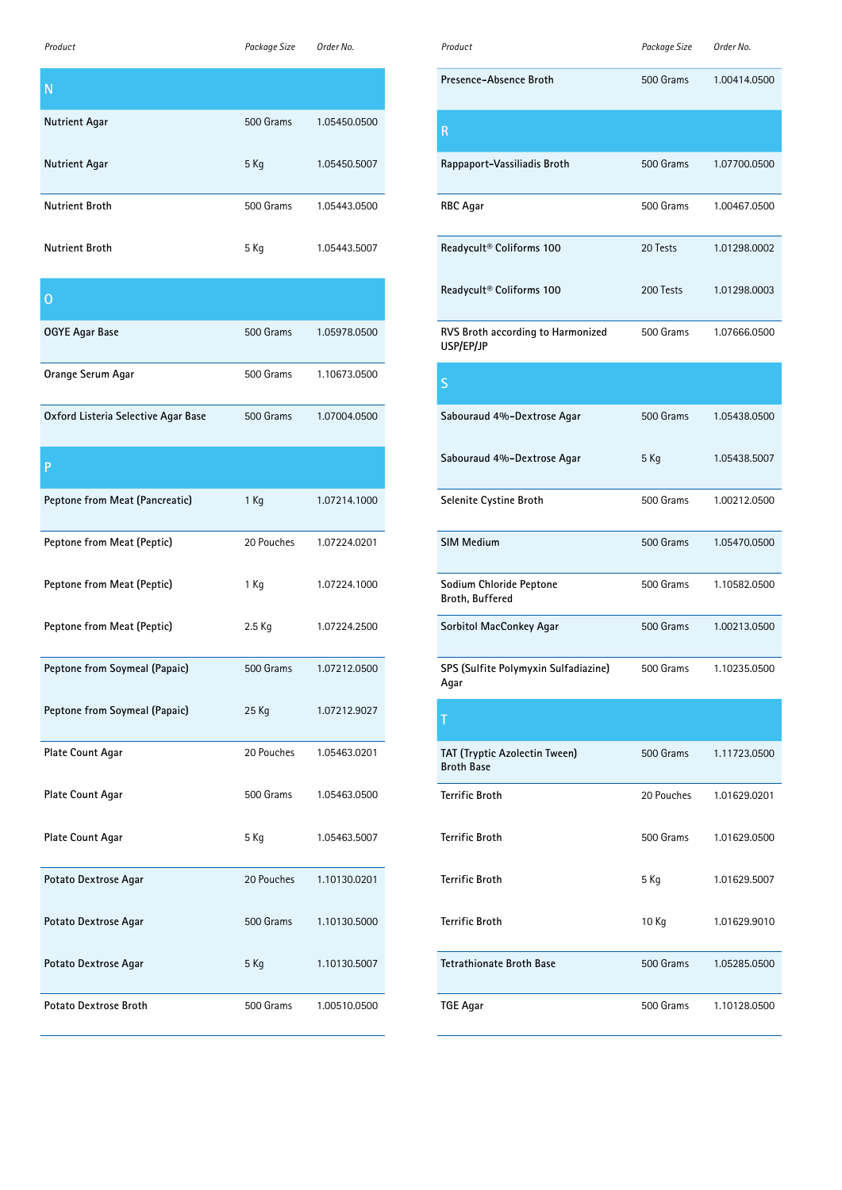| Product | Package Size | Order No. |
|---|---|---|
| **N** | | |
| Nutrient Agar | 500 Grams | 1.05450.0500 |
| Nutrient Agar | 5 Kg | 1.05450.5007 |
| Nutrient Broth | 500 Grams | 1.05443.0500 |
| Nutrient Broth | 5 Kg | 1.05443.5007 |
| **O** | | |
| OGYE Agar Base | 500 Grams | 1.05978.0500 |
| Orange Serum Agar | 500 Grams | 1.10673.0500 |
| Oxford Listeria Selective Agar Base | 500 Grams | 1.07004.0500 |
| **P** | | |
| Peptone from Meat (Pancreatic) | 1 Kg | 1.07214.1000 |
| Peptone from Meat (Peptic) | 20 Pouches | 1.07224.0201 |
| Peptone from Meat (Peptic) | 1 Kg | 1.07224.1000 |
| Peptone from Meat (Peptic) | 2.5 Kg | 1.07224.2500 |
| Peptone from Soymeal (Papaic) | 500 Grams | 1.07212.0500 |
| Peptone from Soymeal (Papaic) | 25 Kg | 1.07212.9027 |
| Plate Count Agar | 20 Pouches | 1.05463.0201 |
| Plate Count Agar | 500 Grams | 1.05463.0500 |
| Plate Count Agar | 5 Kg | 1.05463.5007 |
| Potato Dextrose Agar | 20 Pouches | 1.10130.0201 |
| Potato Dextrose Agar | 500 Grams | 1.10130.5000 |
| Potato Dextrose Agar | 5 Kg | 1.10130.5007 |
| Potato Dextrose Broth | 500 Grams | 1.00510.0500 |
| Presence-Absence Broth | 500 Grams | 1.00414.0500 |
| **R** | | |
| Rappaport-Vassiliadis Broth | 500 Grams | 1.07700.0500 |
| RBC Agar | 500 Grams | 1.00467.0500 |
| Readycult® Coliforms 100 | 20 Tests | 1.01298.0002 |
| Readycult® Coliforms 100 | 200 Tests | 1.01298.0003 |
| RVS Broth according to Harmonized USP/EP/JP | 500 Grams | 1.07666.0500 |
| **S** | | |
| Sabouraud 4%-Dextrose Agar | 500 Grams | 1.05438.0500 |
| Sabouraud 4%-Dextrose Agar | 5 Kg | 1.05438.5007 |
| Selenite Cystine Broth | 500 Grams | 1.00212.0500 |
| SIM Medium | 500 Grams | 1.05470.0500 |
| Sodium Chloride Peptone Broth, Buffered | 500 Grams | 1.10582.0500 |
| Sorbitol MacConkey Agar | 500 Grams | 1.00213.0500 |
| SPS (Sulfite Polymyxin Sulfadiazine) Agar | 500 Grams | 1.10235.0500 |
| **T** | | |
| TAT (Tryptic Azolectin Tween) Broth Base | 500 Grams | 1.11723.0500 |
| Terrific Broth | 20 Pouches | 1.01629.0201 |
| Terrific Broth | 500 Grams | 1.01629.0500 |
| Terrific Broth | 5 Kg | 1.01629.5007 |
| Terrific Broth | 10 Kg | 1.01629.9010 |
| Tetrathionate Broth Base | 500 Grams | 1.05285.0500 |
| TGE Agar | 500 Grams | 1.10128.0500 |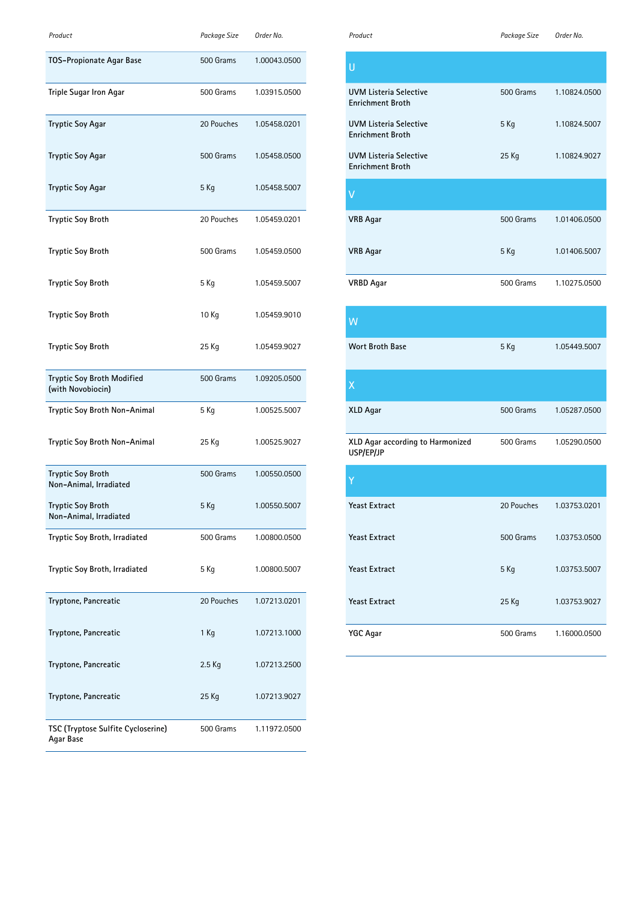| Product | Package Size | Order No. |
|---|---|---|
| TOS-Propionate Agar Base | 500 Grams | 1.00043.0500 |
| Triple Sugar Iron Agar | 500 Grams | 1.03915.0500 |
| Tryptic Soy Agar | 20 Pouches | 1.05458.0201 |
| Tryptic Soy Agar | 500 Grams | 1.05458.0500 |
| Tryptic Soy Agar | 5 Kg | 1.05458.5007 |
| Tryptic Soy Broth | 20 Pouches | 1.05459.0201 |
| Tryptic Soy Broth | 500 Grams | 1.05459.0500 |
| Tryptic Soy Broth | 5 Kg | 1.05459.5007 |
| Tryptic Soy Broth | 10 Kg | 1.05459.9010 |
| Tryptic Soy Broth | 25 Kg | 1.05459.9027 |
| Tryptic Soy Broth Modified (with Novobiocin) | 500 Grams | 1.09205.0500 |
| Tryptic Soy Broth Non-Animal | 5 Kg | 1.00525.5007 |
| Tryptic Soy Broth Non-Animal | 25 Kg | 1.00525.9027 |
| Tryptic Soy Broth Non-Animal, Irradiated | 500 Grams | 1.00550.0500 |
| Tryptic Soy Broth Non-Animal, Irradiated | 5 Kg | 1.00550.5007 |
| Tryptic Soy Broth, Irradiated | 500 Grams | 1.00800.0500 |
| Tryptic Soy Broth, Irradiated | 5 Kg | 1.00800.5007 |
| Tryptone, Pancreatic | 20 Pouches | 1.07213.0201 |
| Tryptone, Pancreatic | 1 Kg | 1.07213.1000 |
| Tryptone, Pancreatic | 2.5 Kg | 1.07213.2500 |
| Tryptone, Pancreatic | 25 Kg | 1.07213.9027 |
| TSC (Tryptose Sulfite Cycloserine) Agar Base | 500 Grams | 1.11972.0500 |

| Product | Package Size | Order No. |
|---|---|---|
| **U** | | |
| UVM Listeria Selective Enrichment Broth | 500 Grams | 1.10824.0500 |
| UVM Listeria Selective Enrichment Broth | 5 Kg | 1.10824.5007 |
| UVM Listeria Selective Enrichment Broth | 25 Kg | 1.10824.9027 |
| **V** | | |
| VRB Agar | 500 Grams | 1.01406.0500 |
| VRB Agar | 5 Kg | 1.01406.5007 |
| VRBD Agar | 500 Grams | 1.10275.0500 |
| **W** | | |
| Wort Broth Base | 5 Kg | 1.05449.5007 |
| **X** | | |
| XLD Agar | 500 Grams | 1.05287.0500 |
| XLD Agar according to Harmonized USP/EP/JP | 500 Grams | 1.05290.0500 |
| **Y** | | |
| Yeast Extract | 20 Pouches | 1.03753.0201 |
| Yeast Extract | 500 Grams | 1.03753.0500 |
| Yeast Extract | 5 Kg | 1.03753.5007 |
| Yeast Extract | 25 Kg | 1.03753.9027 |
| YGC Agar | 500 Grams | 1.16000.0500 |